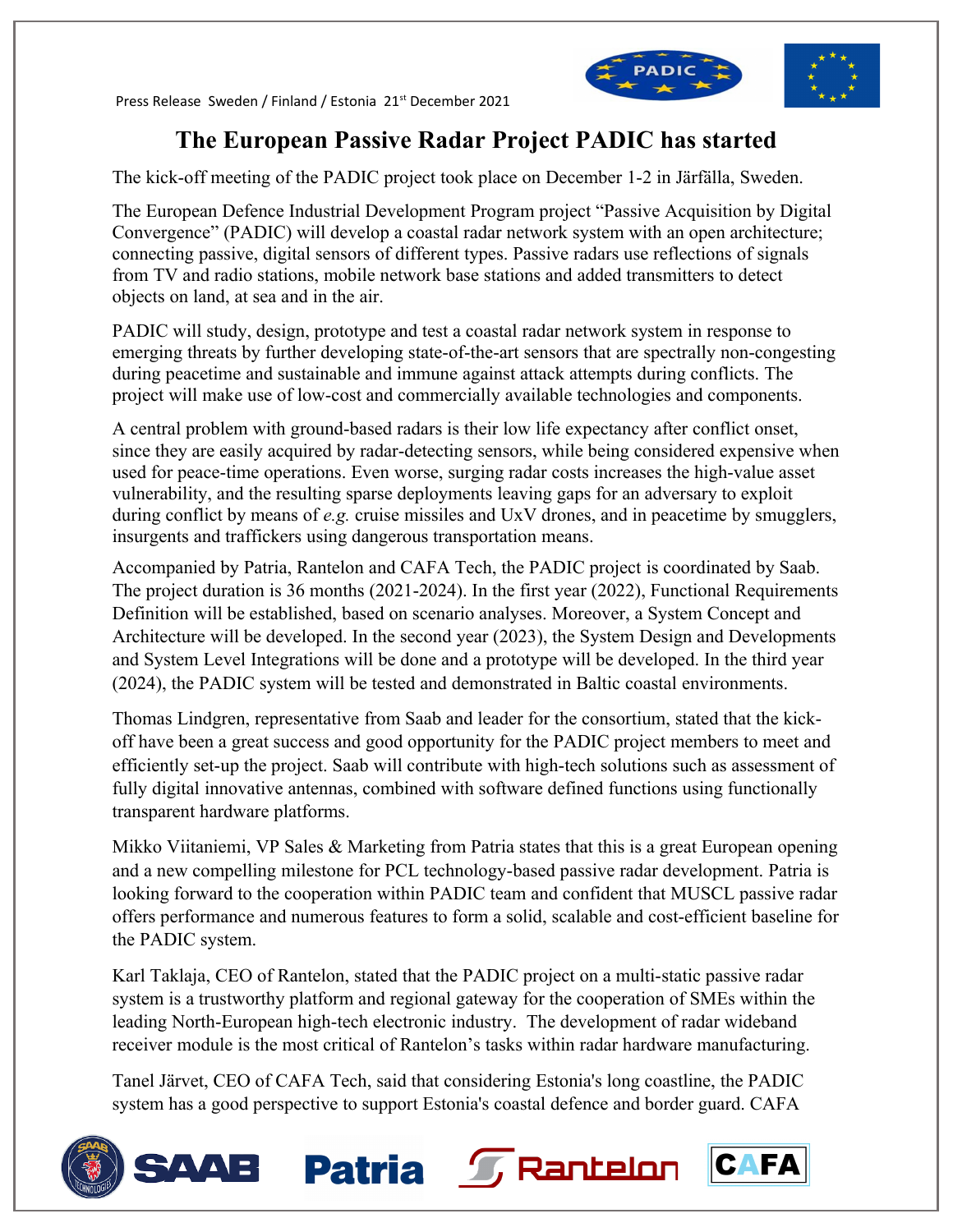Press Release Sweden / Finland / Estonia 21st December 2021

# The European Passive Radar Project PADIC has started

The kick-off meeting of the PADIC project took place on December 1-2 in Järfälla, Sweden.

The European Defence Industrial Development Program project "Passive Acquisition by Digital Convergence" (PADIC) will develop a coastal radar network system with an open architecture; connecting passive, digital sensors of different types. Passive radars use reflections of signals from TV and radio stations, mobile network base stations and added transmitters to detect objects on land, at sea and in the air.

PADIC will study, design, prototype and test a coastal radar network system in response to emerging threats by further developing state-of-the-art sensors that are spectrally non-congesting during peacetime and sustainable and immune against attack attempts during conflicts. The project will make use of low-cost and commercially available technologies and components.

A central problem with ground-based radars is their low life expectancy after conflict onset, since they are easily acquired by radar-detecting sensors, while being considered expensive when used for peace-time operations. Even worse, surging radar costs increases the high-value asset vulnerability, and the resulting sparse deployments leaving gaps for an adversary to exploit during conflict by means of *e.g.* cruise missiles and UxV drones, and in peacetime by smugglers, insurgents and traffickers using dangerous transportation means.

Accompanied by Patria, Rantelon and CAFA Tech, the PADIC project is coordinated by Saab. The project duration is 36 months (2021-2024). In the first year (2022), Functional Requirements Definition will be established, based on scenario analyses. Moreover, a System Concept and Architecture will be developed. In the second year (2023), the System Design and Developments and System Level Integrations will be done and a prototype will be developed. In the third year (2024), the PADIC system will be tested and demonstrated in Baltic coastal environments.

Thomas Lindgren, representative from Saab and leader for the consortium, stated that the kick-off have been a great success and good opportunity for the PADIC project members to meet and efficiently set-up the project. Saab will contribute with high-tech solutions such as assessment of fully digital innovative antennas, combined with software defined functions using functionally transparent hardware platforms.

Mikko Viitaniemi, VP Sales & Marketing from Patria states that this is a great European opening and a new compelling milestone for PCL technology-based passive radar development. Patria is looking forward to the cooperation within PADIC team and confident that MUSCL passive radar offers performance and numerous features to form a solid, scalable and cost-efficient baseline for the PADIC system.

Karl Taklaja, CEO of Rantelon, stated that the PADIC project on a multi-static passive radar system is a trustworthy platform and regional gateway for the cooperation of SMEs within the leading North-European high-tech electronic industry. The development of radar wideband receiver module is the most critical of Rantelon's tasks within radar hardware manufacturing.

Tanel Järvet, CEO of CAFA Tech, said that considering Estonia's long coastline, the PADIC system has a good perspective to support Estonia's coastal defence and border guard. CAFA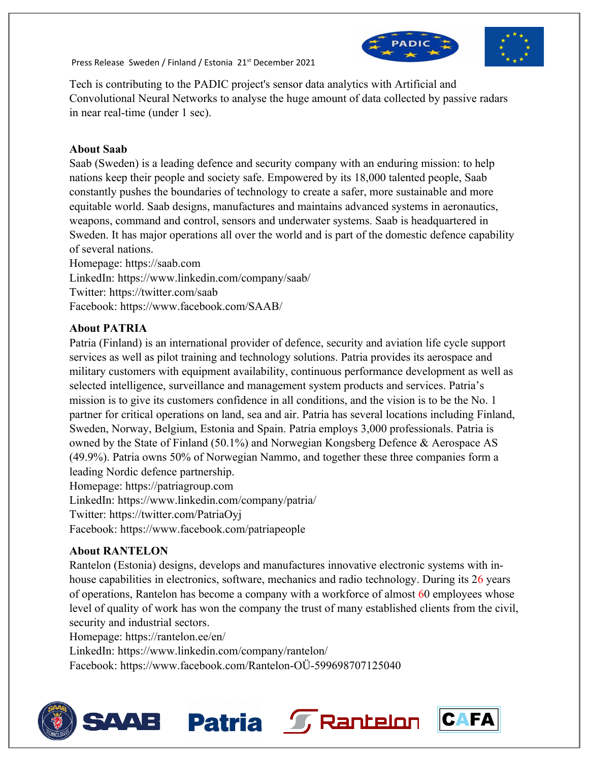Tech is contributing to the PADIC project's sensor data analytics with Artificial and Convolutional Neural Networks to analyse the huge amount of data collected by passive radars in near real-time (under 1 sec).

**About Saab**

Saab (Sweden) is a leading defence and security company with an enduring mission: to help nations keep their people and society safe. Empowered by its 18,000 talented people, Saab constantly pushes the boundaries of technology to create a safer, more sustainable and more equitable world. Saab designs, manufactures and maintains advanced systems in aeronautics, weapons, command and control, sensors and underwater systems. Saab is headquartered in Sweden. It has major operations all over the world and is part of the domestic defence capability of several nations.

Homepage: https://saab.com
LinkedIn: https://www.linkedin.com/company/saab/
Twitter: https://twitter.com/saab
Facebook: https://www.facebook.com/SAAB/

**About PATRIA**

Patria (Finland) is an international provider of defence, security and aviation life cycle support services as well as pilot training and technology solutions. Patria provides its aerospace and military customers with equipment availability, continuous performance development as well as selected intelligence, surveillance and management system products and services. Patria's mission is to give its customers confidence in all conditions, and the vision is to be the No. 1 partner for critical operations on land, sea and air. Patria has several locations including Finland, Sweden, Norway, Belgium, Estonia and Spain. Patria employs 3,000 professionals. Patria is owned by the State of Finland (50.1%) and Norwegian Kongsberg Defence & Aerospace AS (49.9%). Patria owns 50% of Norwegian Nammo, and together these three companies form a leading Nordic defence partnership.

Homepage: https://patriagroup.com
LinkedIn: https://www.linkedin.com/company/patria/
Twitter: https://twitter.com/PatriaOyj
Facebook: https://www.facebook.com/patriapeople

**About RANTELON**

Rantelon (Estonia) designs, develops and manufactures innovative electronic systems with in-house capabilities in electronics, software, mechanics and radio technology. During its 26 years of operations, Rantelon has become a company with a workforce of almost 60 employees whose level of quality of work has won the company the trust of many established clients from the civil, security and industrial sectors.

Homepage: https://rantelon.ee/en/
LinkedIn: https://www.linkedin.com/company/rantelon/
Facebook: https://www.facebook.com/Rantelon-OÜ-599698707125040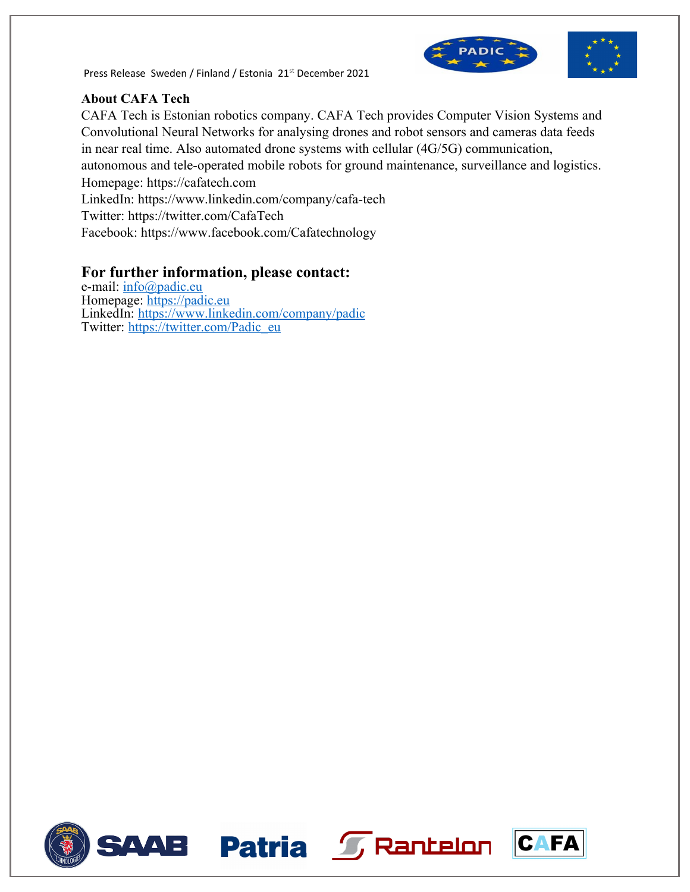**About CAFA Tech**

CAFA Tech is Estonian robotics company. CAFA Tech provides Computer Vision Systems and Convolutional Neural Networks for analysing drones and robot sensors and cameras data feeds in near real time. Also automated drone systems with cellular (4G/5G) communication, autonomous and tele-operated mobile robots for ground maintenance, surveillance and logistics.

Homepage: https://cafatech.com

LinkedIn: https://www.linkedin.com/company/cafa-tech

Twitter: https://twitter.com/CafaTech

Facebook: https://www.facebook.com/Cafatechnology

## For further information, please contact:

e-mail: info@padic.eu

Homepage: https://padic.eu

LinkedIn: https://www.linkedin.com/company/padic

Twitter: https://twitter.com/Padic_eu